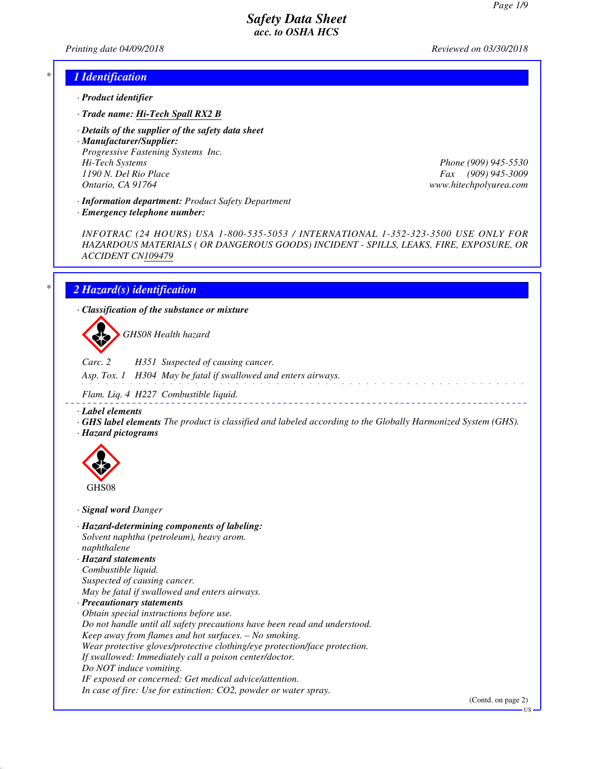# Safety Data Sheet
## acc. to OSHA HCS

*Printing date 04/09/2018* *Reviewed on 03/30/2018*

## 1 Identification

· **Product identifier**

· **Trade name: Hi-Tech Spall RX2 B**

· **Details of the supplier of the safety data sheet**

· **Manufacturer/Supplier:**

Progressive Fastening Systems Inc.
Hi-Tech Systems
1190 N. Del Rio Place
Ontario, CA 91764

Phone (909) 945-5530
Fax (909) 945-3009
www.hitechpolyurea.com

· **Information department:** Product Safety Department

· **Emergency telephone number:**

INFOTRAC (24 HOURS) USA 1-800-535-5053 / INTERNATIONAL 1-352-323-3500 USE ONLY FOR HAZARDOUS MATERIALS ( OR DANGEROUS GOODS) INCIDENT - SPILLS, LEAKS, FIRE, EXPOSURE, OR ACCIDENT CN109479

## 2 Hazard(s) identification

· **Classification of the substance or mixture**

GHS08 Health hazard

Carc. 2 H351 Suspected of causing cancer.

Asp. Tox. 1 H304 May be fatal if swallowed and enters airways.

Flam. Liq. 4 H227 Combustible liquid.

· **Label elements**

· **GHS label elements** The product is classified and labeled according to the Globally Harmonized System (GHS).

· **Hazard pictograms**

GHS08

· **Signal word** Danger

· **Hazard-determining components of labeling:**

Solvent naphtha (petroleum), heavy arom.
naphthalene

· **Hazard statements**

Combustible liquid.
Suspected of causing cancer.
May be fatal if swallowed and enters airways.

· **Precautionary statements**

Obtain special instructions before use.
Do not handle until all safety precautions have been read and understood.
Keep away from flames and hot surfaces. – No smoking.
Wear protective gloves/protective clothing/eye protection/face protection.
If swallowed: Immediately call a poison center/doctor.
Do NOT induce vomiting.
IF exposed or concerned: Get medical advice/attention.
In case of fire: Use for extinction: $CO_2$, powder or water spray.

(Contd. on page 2)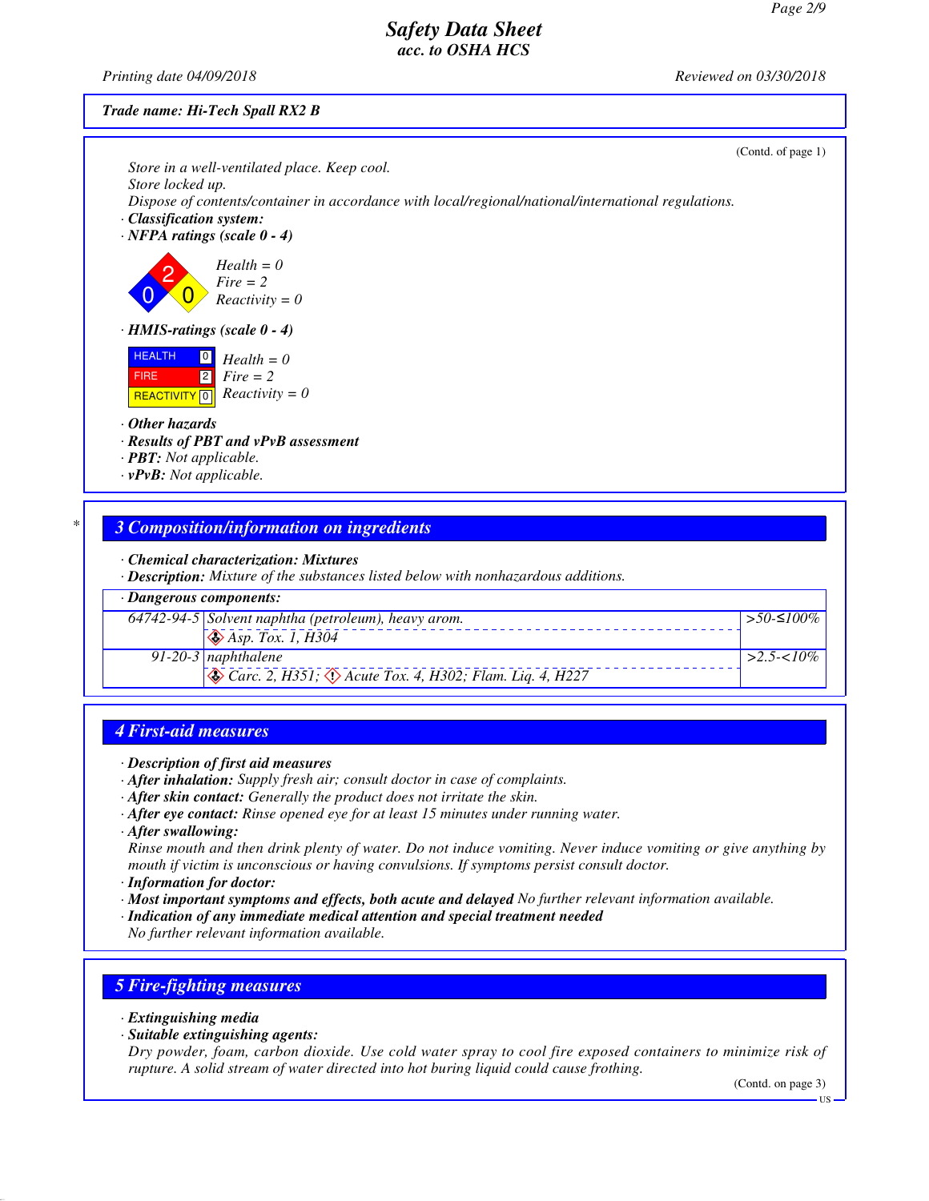**Trade name: Hi-Tech Spall RX2 B**

(Contd. of page 1)

Store in a well-ventilated place. Keep cool.
Store locked up.
Dispose of contents/container in accordance with local/regional/national/international regulations.

· **Classification system:**
· **NFPA ratings (scale 0 - 4)**

Health = 0
Fire = 2
Reactivity = 0

· **HMIS-ratings (scale 0 - 4)**

| | | |
|---|---|---|
| HEALTH | 0 | Health = 0 |
| FIRE | 2 | Fire = 2 |
| REACTIVITY | 0 | Reactivity = 0 |

· **Other hazards**
· **Results of PBT and vPvB assessment**
· **PBT:** Not applicable.
· **vPvB:** Not applicable.

## 3 Composition/information on ingredients

· **Chemical characterization: Mixtures**
· **Description:** Mixture of the substances listed below with nonhazardous additions.

| · Dangerous components: | | |
|---|---|---|
| 64742-94-5 | Solvent naphtha (petroleum), heavy arom.<br>Asp. Tox. 1, H304 | >50-≤100% |
| 91-20-3 | naphthalene<br>Carc. 2, H351; Acute Tox. 4, H302; Flam. Liq. 4, H227 | >2.5-<10% |

## 4 First-aid measures

· **Description of first aid measures**
· **After inhalation:** Supply fresh air; consult doctor in case of complaints.
· **After skin contact:** Generally the product does not irritate the skin.
· **After eye contact:** Rinse opened eye for at least 15 minutes under running water.
· **After swallowing:**
Rinse mouth and then drink plenty of water. Do not induce vomiting. Never induce vomiting or give anything by mouth if victim is unconscious or having convulsions. If symptoms persist consult doctor.
· **Information for doctor:**
· **Most important symptoms and effects, both acute and delayed** No further relevant information available.
· **Indication of any immediate medical attention and special treatment needed**
No further relevant information available.

## 5 Fire-fighting measures

· **Extinguishing media**
· **Suitable extinguishing agents:**
Dry powder, foam, carbon dioxide. Use cold water spray to cool fire exposed containers to minimize risk of rupture. A solid stream of water directed into hot buring liquid could cause frothing.

(Contd. on page 3)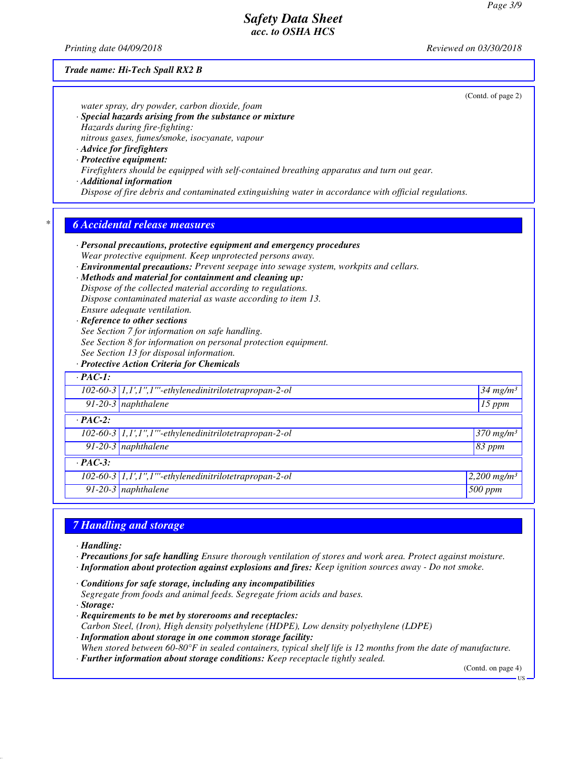*Trade name: Hi-Tech Spall RX2 B*

(Contd. of page 2)

*water spray, dry powder, carbon dioxide, foam*

· ***Special hazards arising from the substance or mixture***
*Hazards during fire-fighting:*
*nitrous gases, fumes/smoke, isocyanate, vapour*

· ***Advice for firefighters***

· ***Protective equipment:***
*Firefighters should be equipped with self-contained breathing apparatus and turn out gear.*

· ***Additional information***
*Dispose of fire debris and contaminated extinguishing water in accordance with official regulations.*

## * 6 Accidental release measures

· ***Personal precautions, protective equipment and emergency procedures***
*Wear protective equipment. Keep unprotected persons away.*

· ***Environmental precautions:*** *Prevent seepage into sewage system, workpits and cellars.*

· ***Methods and material for containment and cleaning up:***
*Dispose of the collected material according to regulations.*
*Dispose contaminated material as waste according to item 13.*
*Ensure adequate ventilation.*

· ***Reference to other sections***
*See Section 7 for information on safe handling.*
*See Section 8 for information on personal protection equipment.*
*See Section 13 for disposal information.*

· ***Protective Action Criteria for Chemicals***

| · PAC-1: | | |
|---|---|---|
| 102-60-3 | 1,1',1'',1'''-ethylenedinitrilotetrapropan-2-ol | 34 mg/m³ |
| 91-20-3 | naphthalene | 15 ppm |
| **· PAC-2:** | | |
| 102-60-3 | 1,1',1'',1'''-ethylenedinitrilotetrapropan-2-ol | 370 mg/m³ |
| 91-20-3 | naphthalene | 83 ppm |
| **· PAC-3:** | | |
| 102-60-3 | 1,1',1'',1'''-ethylenedinitrilotetrapropan-2-ol | 2,200 mg/m³ |
| 91-20-3 | naphthalene | 500 ppm |

## 7 Handling and storage

· ***Handling:***

· ***Precautions for safe handling*** *Ensure thorough ventilation of stores and work area. Protect against moisture.*

· ***Information about protection against explosions and fires:*** *Keep ignition sources away - Do not smoke.*

· ***Conditions for safe storage, including any incompatibilities***
*Segregate from foods and animal feeds. Segregate friom acids and bases.*

· ***Storage:***

· ***Requirements to be met by storerooms and receptacles:***
*Carbon Steel, (Iron), High density polyethylene (HDPE), Low density polyethylene (LDPE)*

· ***Information about storage in one common storage facility:***
*When stored between 60-80°F in sealed containers, typical shelf life is 12 months from the date of manufacture.*

· ***Further information about storage conditions:*** *Keep receptacle tightly sealed.*

(Contd. on page 4)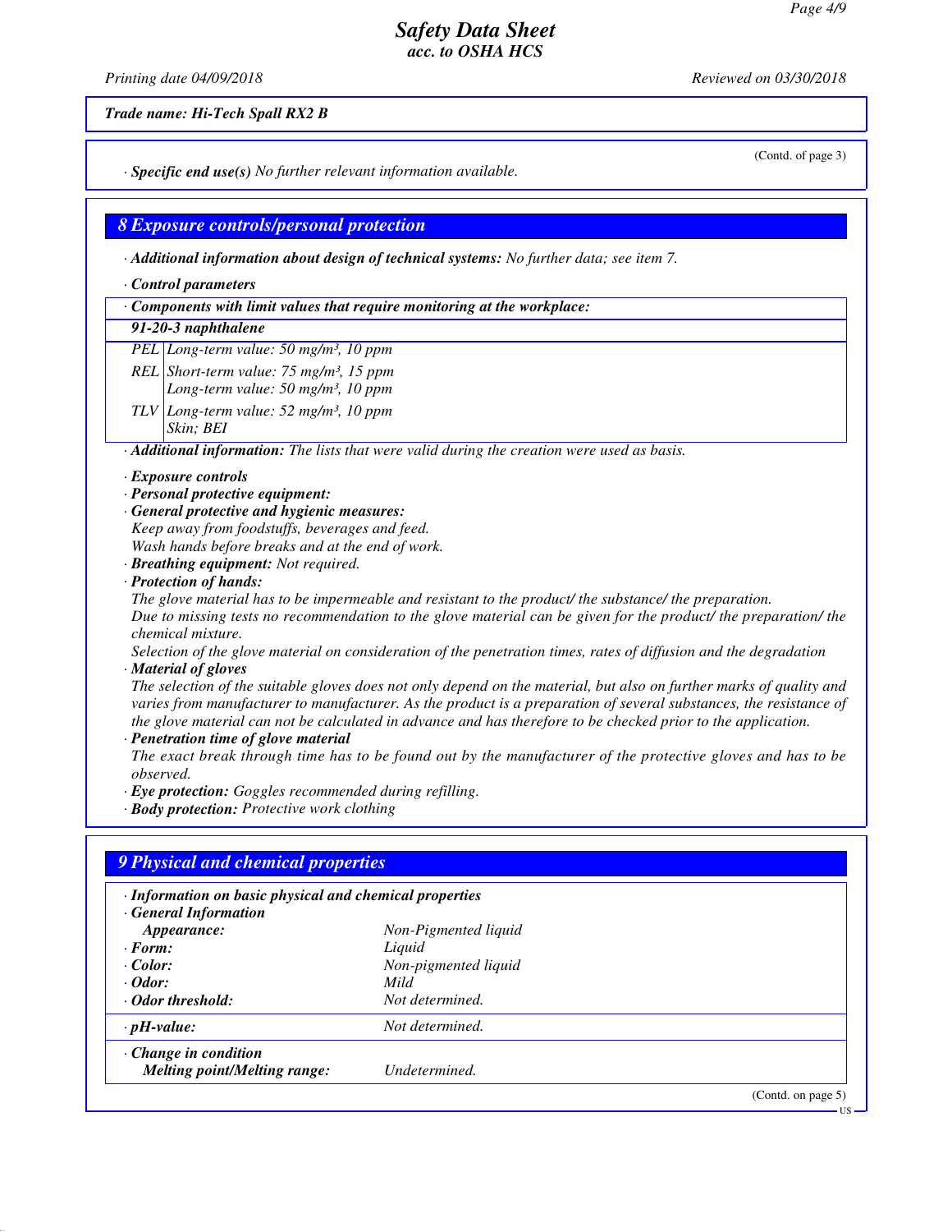**Trade name: Hi-Tech Spall RX2 B**

(Contd. of page 3)

· **Specific end use(s)** No further relevant information available.

## 8 Exposure controls/personal protection

· **Additional information about design of technical systems:** No further data; see item 7.

· **Control parameters**

· **Components with limit values that require monitoring at the workplace:**

| 91-20-3 naphthalene | |
|---|---|
| PEL | Long-term value: 50 mg/m³, 10 ppm |
| REL | Short-term value: 75 mg/m³, 15 ppm<br>Long-term value: 50 mg/m³, 10 ppm |
| TLV | Long-term value: 52 mg/m³, 10 ppm<br>Skin; BEI |

· **Additional information:** The lists that were valid during the creation were used as basis.

· **Exposure controls**
· **Personal protective equipment:**
· **General protective and hygienic measures:**
Keep away from foodstuffs, beverages and feed.
Wash hands before breaks and at the end of work.
· **Breathing equipment:** Not required.
· **Protection of hands:**
The glove material has to be impermeable and resistant to the product/ the substance/ the preparation.
Due to missing tests no recommendation to the glove material can be given for the product/ the preparation/ the chemical mixture.
Selection of the glove material on consideration of the penetration times, rates of diffusion and the degradation
· **Material of gloves**
The selection of the suitable gloves does not only depend on the material, but also on further marks of quality and varies from manufacturer to manufacturer. As the product is a preparation of several substances, the resistance of the glove material can not be calculated in advance and has therefore to be checked prior to the application.
· **Penetration time of glove material**
The exact break through time has to be found out by the manufacturer of the protective gloves and has to be observed.
· **Eye protection:** Goggles recommended during refilling.
· **Body protection:** Protective work clothing

## 9 Physical and chemical properties

· **Information on basic physical and chemical properties**
· **General Information**

| | |
|---|---|
| **Appearance:** | Non-Pigmented liquid |
| · **Form:** | Liquid |
| · **Color:** | Non-pigmented liquid |
| · **Odor:** | Mild |
| · **Odor threshold:** | Not determined. |
| · **pH-value:** | Not determined. |
| · **Change in condition** | |
| **Melting point/Melting range:** | Undetermined. |

(Contd. on page 5)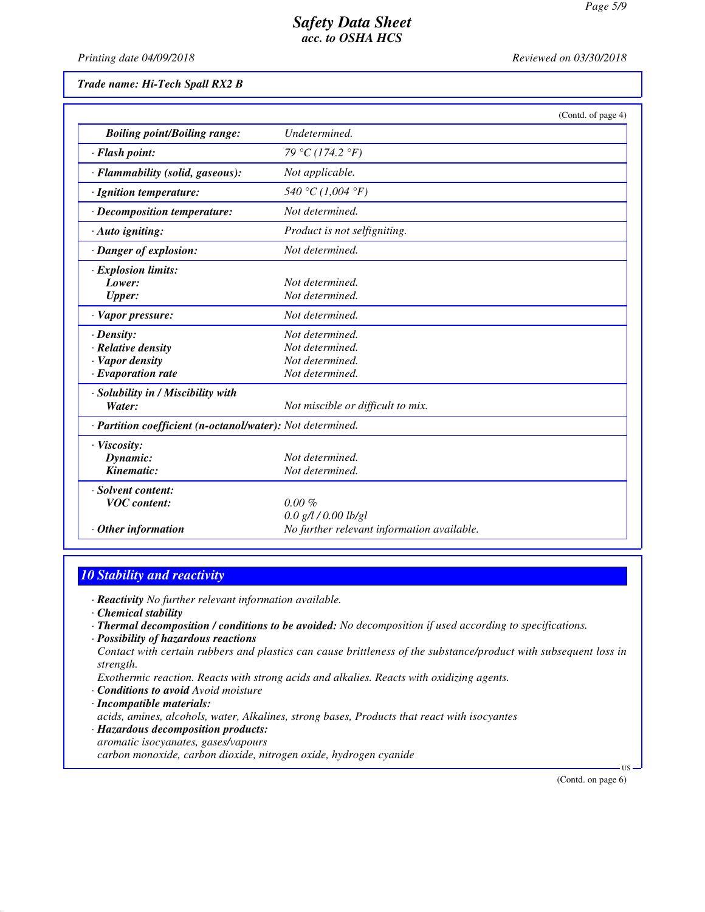Trade name: Hi-Tech Spall RX2 B

(Contd. of page 4)

| | |
|---|---|
| **Boiling point/Boiling range:** | *Undetermined.* |
| · **Flash point:** | *79 °C (174.2 °F)* |
| · **Flammability (solid, gaseous):** | *Not applicable.* |
| · **Ignition temperature:** | *540 °C (1,004 °F)* |
| · **Decomposition temperature:** | *Not determined.* |
| · **Auto igniting:** | *Product is not selfigniting.* |
| · **Danger of explosion:** | *Not determined.* |
| · **Explosion limits:** | |
| **Lower:** | *Not determined.* |
| **Upper:** | *Not determined.* |
| · **Vapor pressure:** | *Not determined.* |
| · **Density:** | *Not determined.* |
| · **Relative density** | *Not determined.* |
| · **Vapor density** | *Not determined.* |
| · **Evaporation rate** | *Not determined.* |
| · **Solubility in / Miscibility with** | |
| **Water:** | *Not miscible or difficult to mix.* |
| · **Partition coefficient (n-octanol/water):** | *Not determined.* |
| · **Viscosity:** | |
| **Dynamic:** | *Not determined.* |
| **Kinematic:** | *Not determined.* |
| · **Solvent content:** | |
| **VOC content:** | *0.00 %* |
| | *0.0 g/l / 0.00 lb/gl* |
| · **Other information** | *No further relevant information available.* |

## 10 Stability and reactivity

· **Reactivity** *No further relevant information available.*

· **Chemical stability**

· **Thermal decomposition / conditions to be avoided:** *No decomposition if used according to specifications.*

· **Possibility of hazardous reactions**

*Contact with certain rubbers and plastics can cause brittleness of the substance/product with subsequent loss in strength.*

*Exothermic reaction. Reacts with strong acids and alkalies. Reacts with oxidizing agents.*

· **Conditions to avoid** *Avoid moisture*

· **Incompatible materials:**

*acids, amines, alcohols, water, Alkalines, strong bases, Products that react with isocyantes*

· **Hazardous decomposition products:**

*aromatic isocyanates, gases/vapours*

*carbon monoxide, carbon dioxide, nitrogen oxide, hydrogen cyanide*

(Contd. on page 6)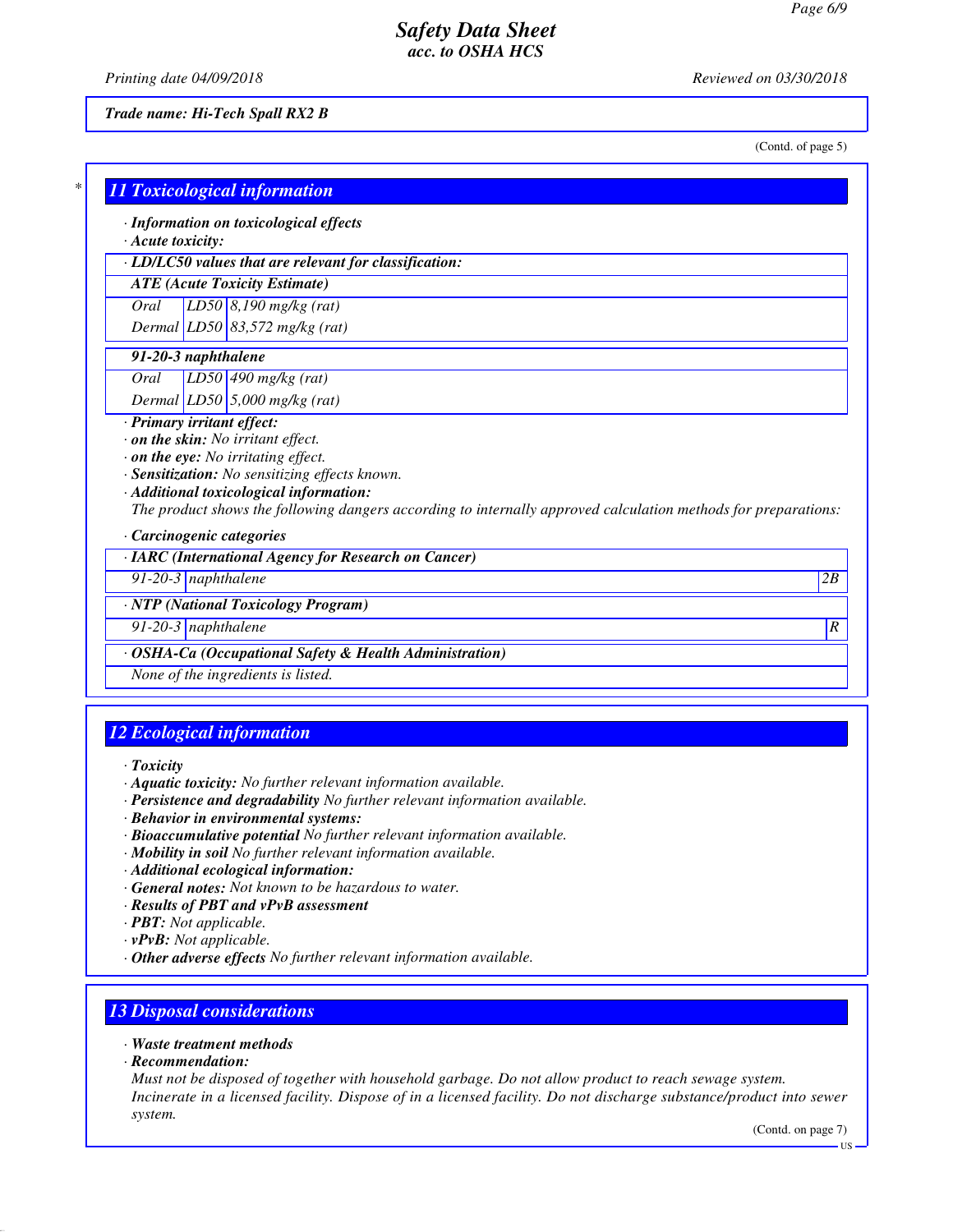*Trade name: Hi-Tech Spall RX2 B*

(Contd. of page 5)

## 11 Toxicological information

· **Information on toxicological effects**
· **Acute toxicity:**

| · **LD/LC50 values that are relevant for classification:** | | |
|---|---|---|
| **ATE (Acute Toxicity Estimate)** | | |
| Oral | LD50 | 8,190 mg/kg (rat) |
| Dermal | LD50 | 83,572 mg/kg (rat) |
| **91-20-3 naphthalene** | | |
| Oral | LD50 | 490 mg/kg (rat) |
| Dermal | LD50 | 5,000 mg/kg (rat) |

· **Primary irritant effect:**
· **on the skin:** No irritant effect.
· **on the eye:** No irritating effect.
· **Sensitization:** No sensitizing effects known.
· **Additional toxicological information:**
The product shows the following dangers according to internally approved calculation methods for preparations:

· **Carcinogenic categories**

| · **IARC (International Agency for Research on Cancer)** | | |
|---|---|---|
| 91-20-3 | naphthalene | 2B |
| · **NTP (National Toxicology Program)** | | |
| 91-20-3 | naphthalene | R |
| · **OSHA-Ca (Occupational Safety & Health Administration)** | | |
| None of the ingredients is listed. | | |

## 12 Ecological information

· **Toxicity**
· **Aquatic toxicity:** No further relevant information available.
· **Persistence and degradability** No further relevant information available.
· **Behavior in environmental systems:**
· **Bioaccumulative potential** No further relevant information available.
· **Mobility in soil** No further relevant information available.
· **Additional ecological information:**
· **General notes:** Not known to be hazardous to water.
· **Results of PBT and vPvB assessment**
· **PBT:** Not applicable.
· **vPvB:** Not applicable.
· **Other adverse effects** No further relevant information available.

## 13 Disposal considerations

· **Waste treatment methods**
· **Recommendation:**
Must not be disposed of together with household garbage. Do not allow product to reach sewage system. Incinerate in a licensed facility. Dispose of in a licensed facility. Do not discharge substance/product into sewer system.

(Contd. on page 7)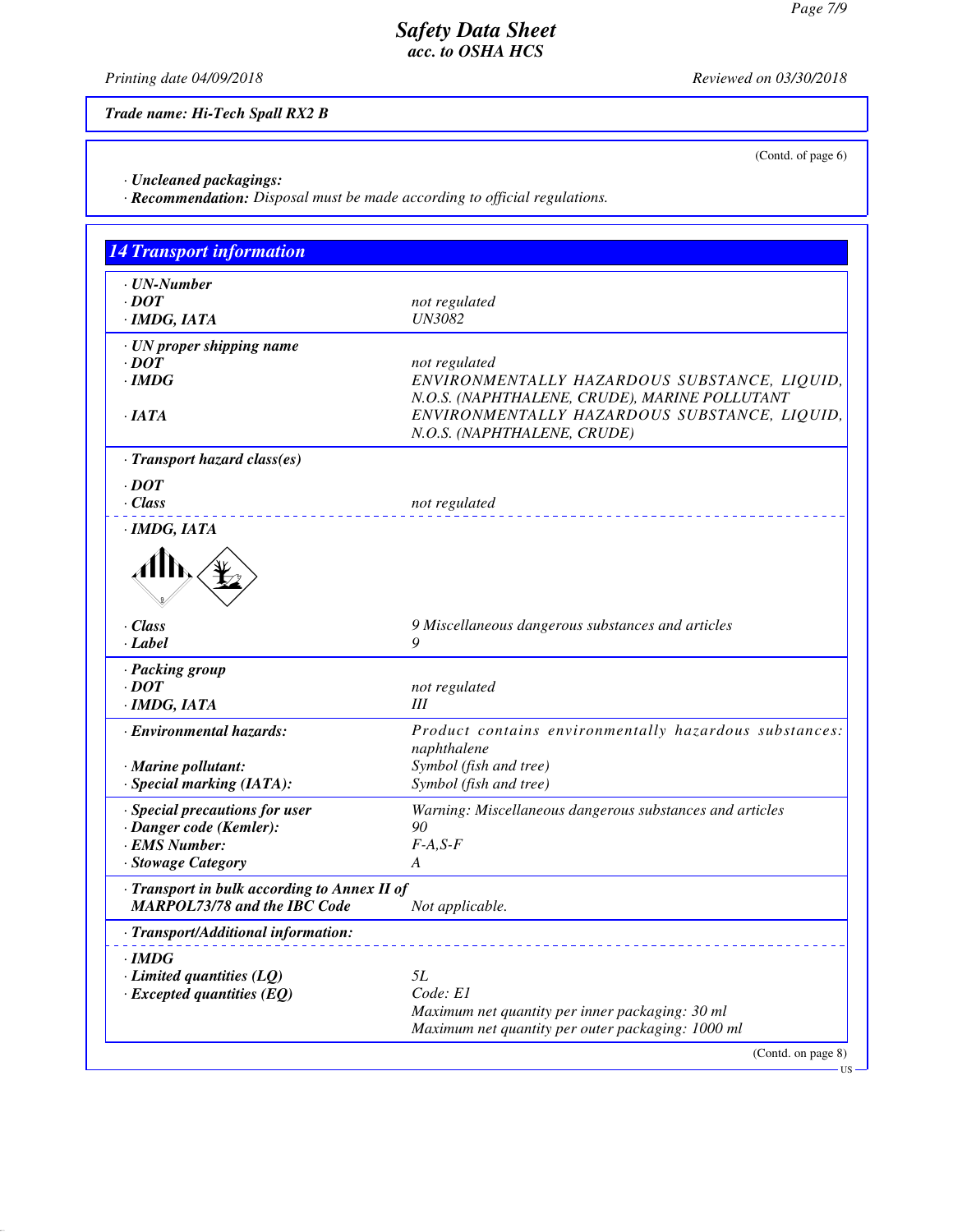*Trade name: Hi-Tech Spall RX2 B*

(Contd. of page 6)

· **Uncleaned packagings:**
· **Recommendation:** *Disposal must be made according to official regulations.*

## 14 Transport information

| | |
|---|---|
| · **UN-Number** | |
| · **DOT** | not regulated |
| · **IMDG, IATA** | UN3082 |
| · **UN proper shipping name** | |
| · **DOT** | not regulated |
| · **IMDG** | ENVIRONMENTALLY HAZARDOUS SUBSTANCE, LIQUID, N.O.S. (NAPHTHALENE, CRUDE), MARINE POLLUTANT |
| · **IATA** | ENVIRONMENTALLY HAZARDOUS SUBSTANCE, LIQUID, N.O.S. (NAPHTHALENE, CRUDE) |
| · **Transport hazard class(es)** | |
| · **DOT** | |
| · **Class** | not regulated |
| · **IMDG, IATA** | |
| · **Class** | 9 Miscellaneous dangerous substances and articles |
| · **Label** | 9 |
| · **Packing group** | |
| · **DOT** | not regulated |
| · **IMDG, IATA** | III |
| · **Environmental hazards:** | Product contains environmentally hazardous substances: naphthalene |
| · **Marine pollutant:** | Symbol (fish and tree) |
| · **Special marking (IATA):** | Symbol (fish and tree) |
| · **Special precautions for user** | Warning: Miscellaneous dangerous substances and articles |
| · **Danger code (Kemler):** | 90 |
| · **EMS Number:** | F-A,S-F |
| · **Stowage Category** | A |
| · **Transport in bulk according to Annex II of MARPOL73/78 and the IBC Code** | Not applicable. |
| · **Transport/Additional information:** | |
| · **IMDG** | |
| · **Limited quantities (LQ)** | 5L |
| · **Excepted quantities (EQ)** | Code: E1<br>Maximum net quantity per inner packaging: 30 ml<br>Maximum net quantity per outer packaging: 1000 ml |

(Contd. on page 8)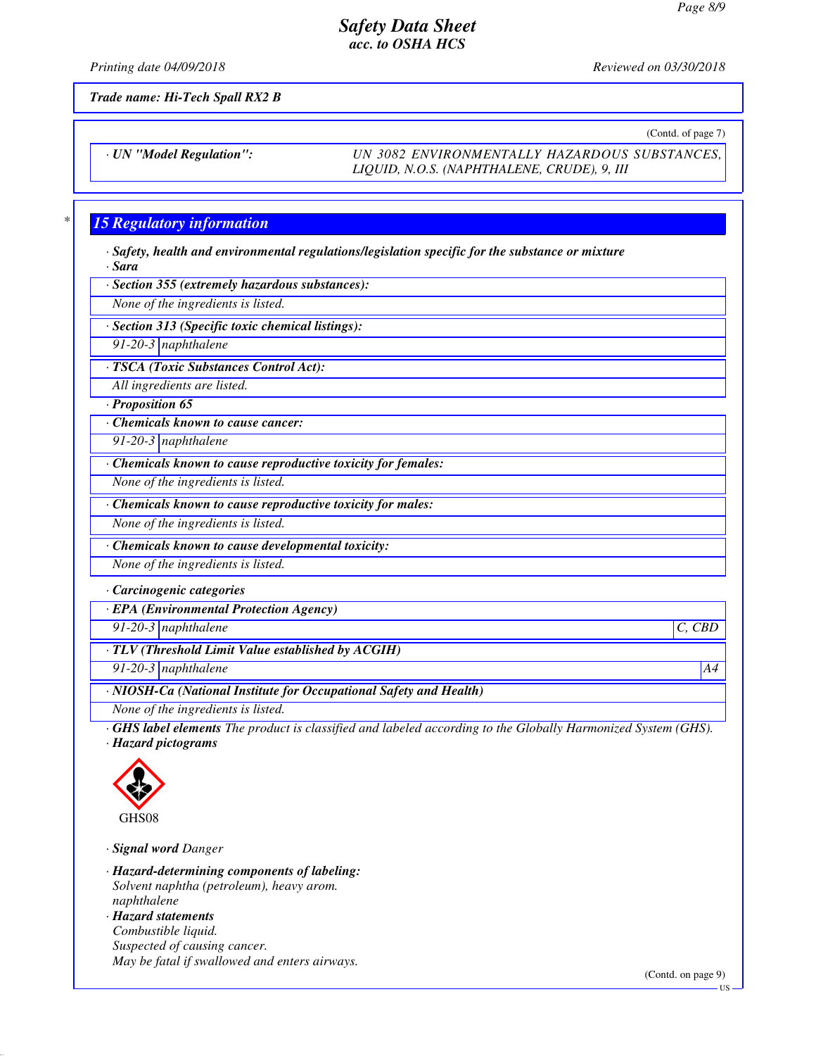Trade name: Hi-Tech Spall RX2 B

(Contd. of page 7)

· UN "Model Regulation": UN 3082 ENVIRONMENTALLY HAZARDOUS SUBSTANCES, LIQUID, N.O.S. (NAPHTHALENE, CRUDE), 9, III

## 15 Regulatory information

· **Safety, health and environmental regulations/legislation specific for the substance or mixture**
· **Sara**

· **Section 355 (extremely hazardous substances):**
None of the ingredients is listed.

· **Section 313 (Specific toxic chemical listings):**

| 91-20-3 | naphthalene |
|---|---|

· **TSCA (Toxic Substances Control Act):**
All ingredients are listed.

· **Proposition 65**

· **Chemicals known to cause cancer:**

| 91-20-3 | naphthalene |
|---|---|

· **Chemicals known to cause reproductive toxicity for females:**
None of the ingredients is listed.

· **Chemicals known to cause reproductive toxicity for males:**
None of the ingredients is listed.

· **Chemicals known to cause developmental toxicity:**
None of the ingredients is listed.

· **Carcinogenic categories**

· **EPA (Environmental Protection Agency)**

| 91-20-3 | naphthalene | C, CBD |
|---|---|---|

· **TLV (Threshold Limit Value established by ACGIH)**

| 91-20-3 | naphthalene | A4 |
|---|---|---|

· **NIOSH-Ca (National Institute for Occupational Safety and Health)**
None of the ingredients is listed.

· **GHS label elements** The product is classified and labeled according to the Globally Harmonized System (GHS).
· **Hazard pictograms**

GHS08

· **Signal word** Danger

· **Hazard-determining components of labeling:**
Solvent naphtha (petroleum), heavy arom.
naphthalene

· **Hazard statements**
Combustible liquid.
Suspected of causing cancer.
May be fatal if swallowed and enters airways.

(Contd. on page 9)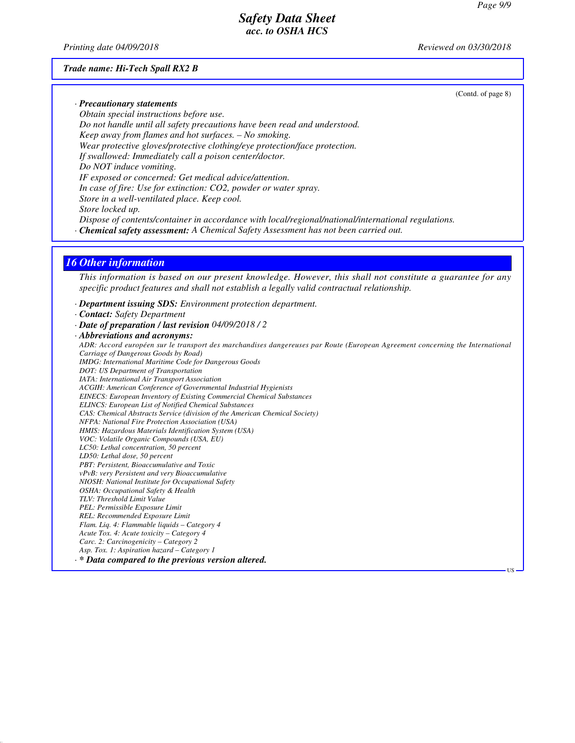(Contd. of page 8)

· **Precautionary statements**

Obtain special instructions before use.
Do not handle until all safety precautions have been read and understood.
Keep away from flames and hot surfaces. – No smoking.
Wear protective gloves/protective clothing/eye protection/face protection.
If swallowed: Immediately call a poison center/doctor.
Do NOT induce vomiting.
IF exposed or concerned: Get medical advice/attention.
In case of fire: Use for extinction: $CO_2$, powder or water spray.
Store in a well-ventilated place. Keep cool.
Store locked up.
Dispose of contents/container in accordance with local/regional/national/international regulations.

· **Chemical safety assessment:** A Chemical Safety Assessment has not been carried out.

## 16 Other information

This information is based on our present knowledge. However, this shall not constitute a guarantee for any specific product features and shall not establish a legally valid contractual relationship.

· **Department issuing SDS:** Environment protection department.
· **Contact:** Safety Department
· **Date of preparation / last revision** 04/09/2018 / 2
· **Abbreviations and acronyms:**

ADR: Accord européen sur le transport des marchandises dangereuses par Route (European Agreement concerning the International Carriage of Dangerous Goods by Road)
IMDG: International Maritime Code for Dangerous Goods
DOT: US Department of Transportation
IATA: International Air Transport Association
ACGIH: American Conference of Governmental Industrial Hygienists
EINECS: European Inventory of Existing Commercial Chemical Substances
ELINCS: European List of Notified Chemical Substances
CAS: Chemical Abstracts Service (division of the American Chemical Society)
NFPA: National Fire Protection Association (USA)
HMIS: Hazardous Materials Identification System (USA)
VOC: Volatile Organic Compounds (USA, EU)
LC50: Lethal concentration, 50 percent
LD50: Lethal dose, 50 percent
PBT: Persistent, Bioaccumulative and Toxic
vPvB: very Persistent and very Bioaccumulative
NIOSH: National Institute for Occupational Safety
OSHA: Occupational Safety & Health
TLV: Threshold Limit Value
PEL: Permissible Exposure Limit
REL: Recommended Exposure Limit
Flam. Liq. 4: Flammable liquids – Category 4
Acute Tox. 4: Acute toxicity – Category 4
Carc. 2: Carcinogenicity – Category 2
Asp. Tox. 1: Aspiration hazard – Category 1

· *** Data compared to the previous version altered.**